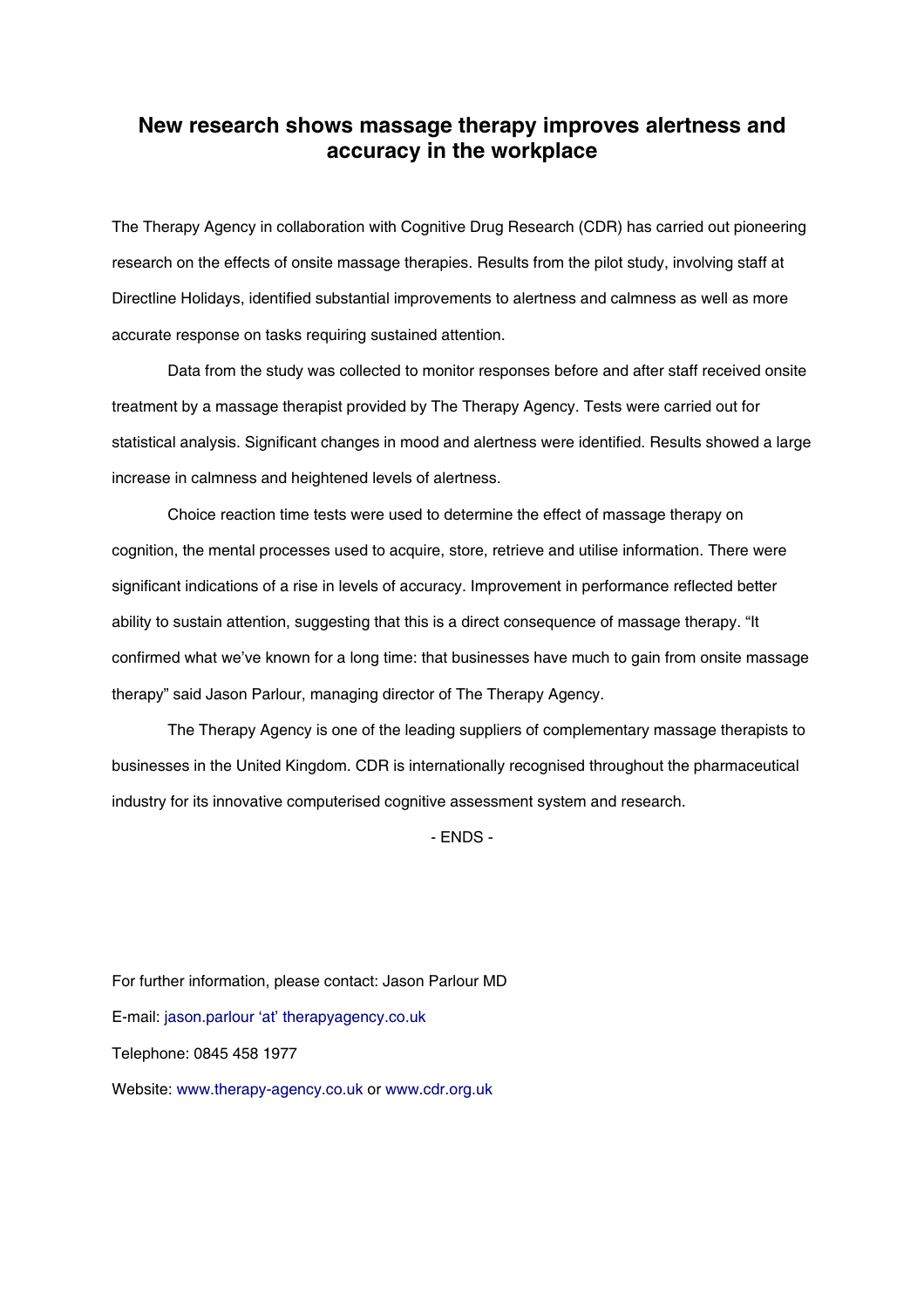# New research shows massage therapy improves alertness and accuracy in the workplace

The Therapy Agency in collaboration with Cognitive Drug Research (CDR) has carried out pioneering research on the effects of onsite massage therapies. Results from the pilot study, involving staff at Directline Holidays, identified substantial improvements to alertness and calmness as well as more accurate response on tasks requiring sustained attention.

Data from the study was collected to monitor responses before and after staff received onsite treatment by a massage therapist provided by The Therapy Agency. Tests were carried out for statistical analysis. Significant changes in mood and alertness were identified. Results showed a large increase in calmness and heightened levels of alertness.

Choice reaction time tests were used to determine the effect of massage therapy on cognition, the mental processes used to acquire, store, retrieve and utilise information. There were significant indications of a rise in levels of accuracy. Improvement in performance reflected better ability to sustain attention, suggesting that this is a direct consequence of massage therapy. "It confirmed what we've known for a long time: that businesses have much to gain from onsite massage therapy" said Jason Parlour, managing director of The Therapy Agency.

The Therapy Agency is one of the leading suppliers of complementary massage therapists to businesses in the United Kingdom. CDR is internationally recognised throughout the pharmaceutical industry for its innovative computerised cognitive assessment system and research.

- ENDS -

For further information, please contact: Jason Parlour MD

E-mail: jason.parlour 'at' therapyagency.co.uk

Telephone: 0845 458 1977

Website: www.therapy-agency.co.uk or www.cdr.org.uk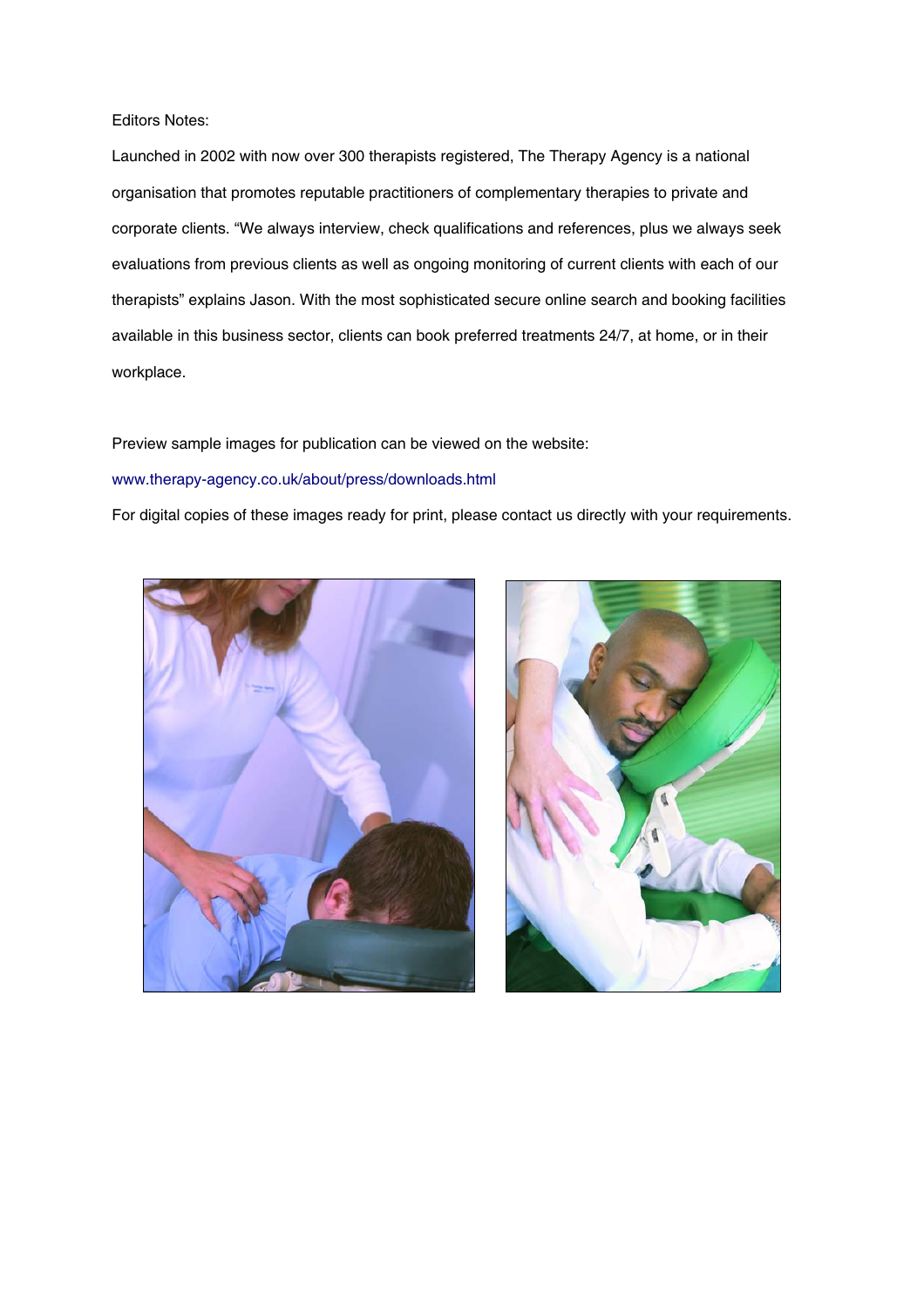Editors Notes:

Launched in 2002 with now over 300 therapists registered, The Therapy Agency is a national organisation that promotes reputable practitioners of complementary therapies to private and corporate clients. "We always interview, check qualifications and references, plus we always seek evaluations from previous clients as well as ongoing monitoring of current clients with each of our therapists" explains Jason. With the most sophisticated secure online search and booking facilities available in this business sector, clients can book preferred treatments 24/7, at home, or in their workplace.

Preview sample images for publication can be viewed on the website:

www.therapy-agency.co.uk/about/press/downloads.html

For digital copies of these images ready for print, please contact us directly with your requirements.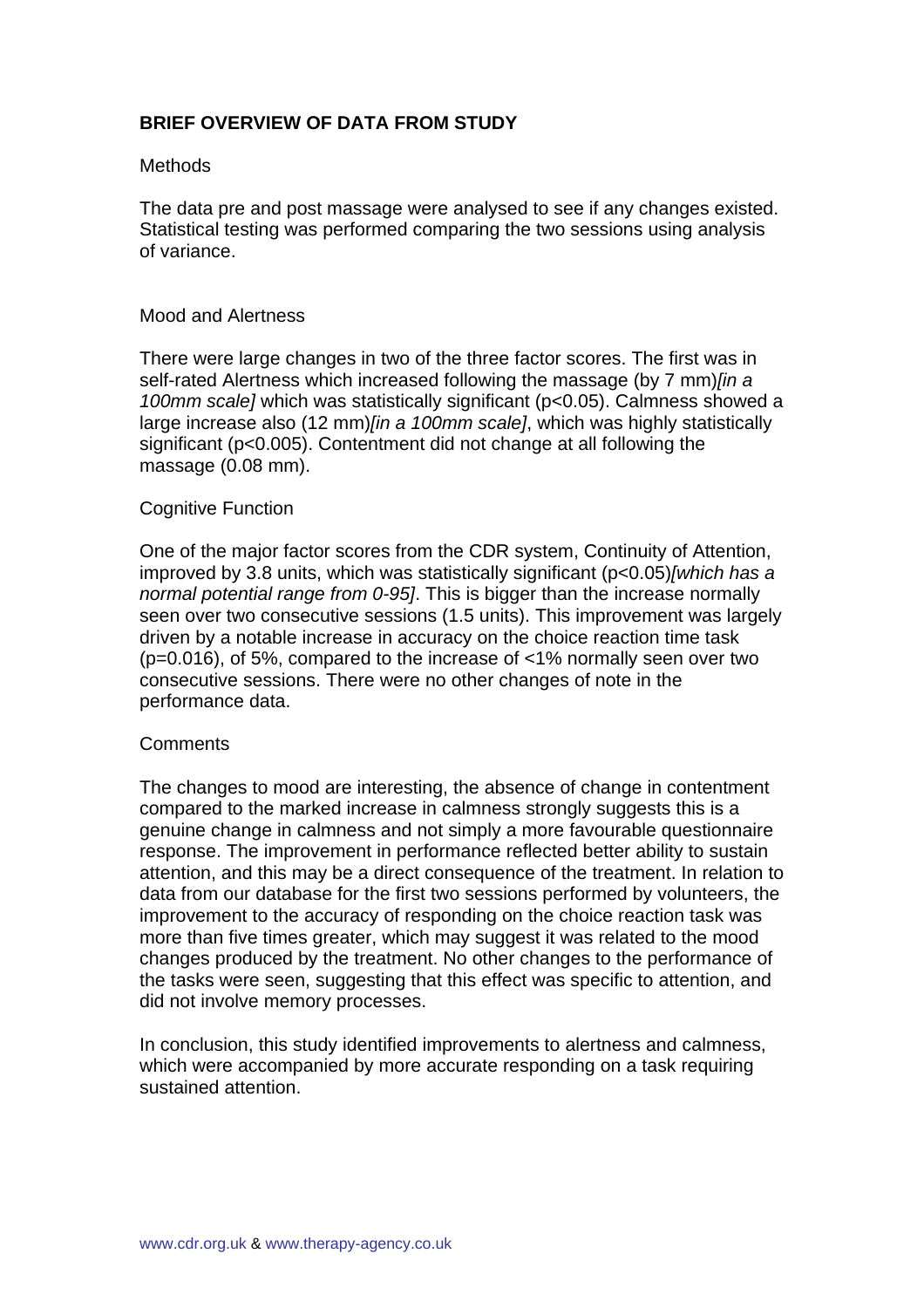**BRIEF OVERVIEW OF DATA FROM STUDY**

Methods

The data pre and post massage were analysed to see if any changes existed. Statistical testing was performed comparing the two sessions using analysis of variance.

Mood and Alertness

There were large changes in two of the three factor scores. The first was in self-rated Alertness which increased following the massage (by 7 mm)*[in a 100mm scale]* which was statistically significant ($p<0.05$). Calmness showed a large increase also (12 mm)*[in a 100mm scale]*, which was highly statistically significant ($p<0.005$). Contentment did not change at all following the massage (0.08 mm).

Cognitive Function

One of the major factor scores from the CDR system, Continuity of Attention, improved by 3.8 units, which was statistically significant ($p<0.05$)*[which has a normal potential range from 0-95]*. This is bigger than the increase normally seen over two consecutive sessions (1.5 units). This improvement was largely driven by a notable increase in accuracy on the choice reaction time task ($p=0.016$), of 5%, compared to the increase of <1% normally seen over two consecutive sessions. There were no other changes of note in the performance data.

Comments

The changes to mood are interesting, the absence of change in contentment compared to the marked increase in calmness strongly suggests this is a genuine change in calmness and not simply a more favourable questionnaire response. The improvement in performance reflected better ability to sustain attention, and this may be a direct consequence of the treatment. In relation to data from our database for the first two sessions performed by volunteers, the improvement to the accuracy of responding on the choice reaction task was more than five times greater, which may suggest it was related to the mood changes produced by the treatment. No other changes to the performance of the tasks were seen, suggesting that this effect was specific to attention, and did not involve memory processes.

In conclusion, this study identified improvements to alertness and calmness, which were accompanied by more accurate responding on a task requiring sustained attention.

www.cdr.org.uk & www.therapy-agency.co.uk